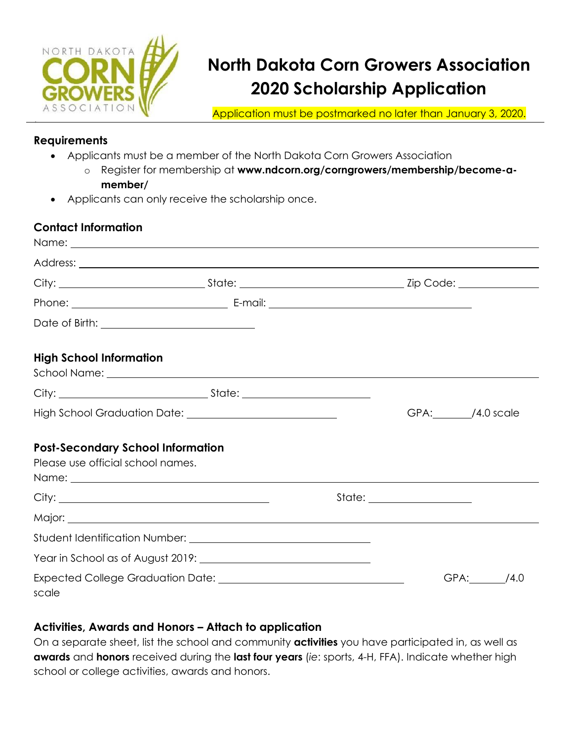# North Dakota Corn Growers Association 2020 Scholarship Application

Application must be postmarked no later than January 3, 2020.

## Requirements

- Applicants must be a member of the North Dakota Corn Growers Association
  - Register for membership at **www.ndcorn.org/corngrowers/membership/become-a-member/**
- Applicants can only receive the scholarship once.

## Contact Information

Name: ______________________________

Address: ______________________________

City: ______________ State: ______________ Zip Code: ______________

Phone: ______________ E-mail: ______________

Date of Birth: ______________

## High School Information

School Name: ______________________________

City: ______________ State: ______________

High School Graduation Date: ______________ GPA:_______/4.0 scale

## Post-Secondary School Information

Please use official school names.

Name: ______________________________

City: ______________ State: ______________

Major: ______________________________

Student Identification Number: ______________

Year in School as of August 2019: ______________

Expected College Graduation Date: ______________ GPA:_______/4.0 scale

## Activities, Awards and Honors – Attach to application

On a separate sheet, list the school and community **activities** you have participated in, as well as **awards** and **honors** received during the **last four years** (*ie*: sports, 4-H, FFA). Indicate whether high school or college activities, awards and honors.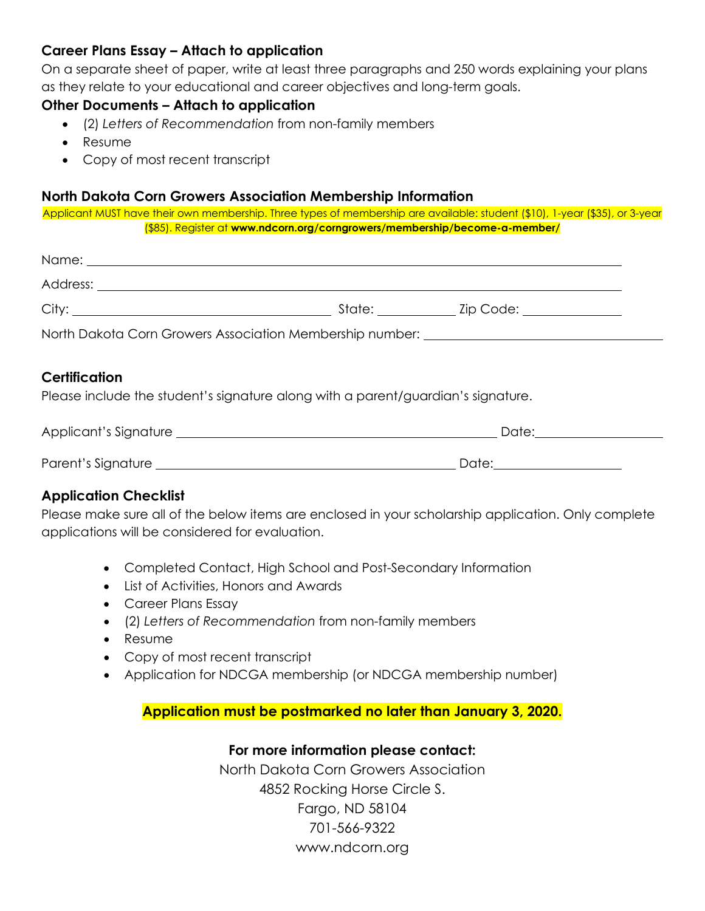### Career Plans Essay – Attach to application

On a separate sheet of paper, write at least three paragraphs and 250 words explaining your plans as they relate to your educational and career objectives and long-term goals.

### Other Documents – Attach to application

- (2) *Letters of Recommendation* from non-family members
- Resume
- Copy of most recent transcript

### North Dakota Corn Growers Association Membership Information

Applicant MUST have their own membership. Three types of membership are available: student ($10), 1-year ($35), or 3-year ($85). Register at **www.ndcorn.org/corngrowers/membership/become-a-member/**

Name: ______________________________________________

Address: ______________________________________________

City: ______________________ State: __________ Zip Code: ____________

North Dakota Corn Growers Association Membership number: ______________________

### Certification

Please include the student's signature along with a parent/guardian's signature.

Applicant's Signature ______________________________ Date: ______________

Parent's Signature ______________________________ Date: ______________

### Application Checklist

Please make sure all of the below items are enclosed in your scholarship application. Only complete applications will be considered for evaluation.

- Completed Contact, High School and Post-Secondary Information
- List of Activities, Honors and Awards
- Career Plans Essay
- (2) *Letters of Recommendation* from non-family members
- Resume
- Copy of most recent transcript
- Application for NDCGA membership (or NDCGA membership number)

**Application must be postmarked no later than January 3, 2020.**

**For more information please contact:**

North Dakota Corn Growers Association
4852 Rocking Horse Circle S.
Fargo, ND 58104
701-566-9322
www.ndcorn.org